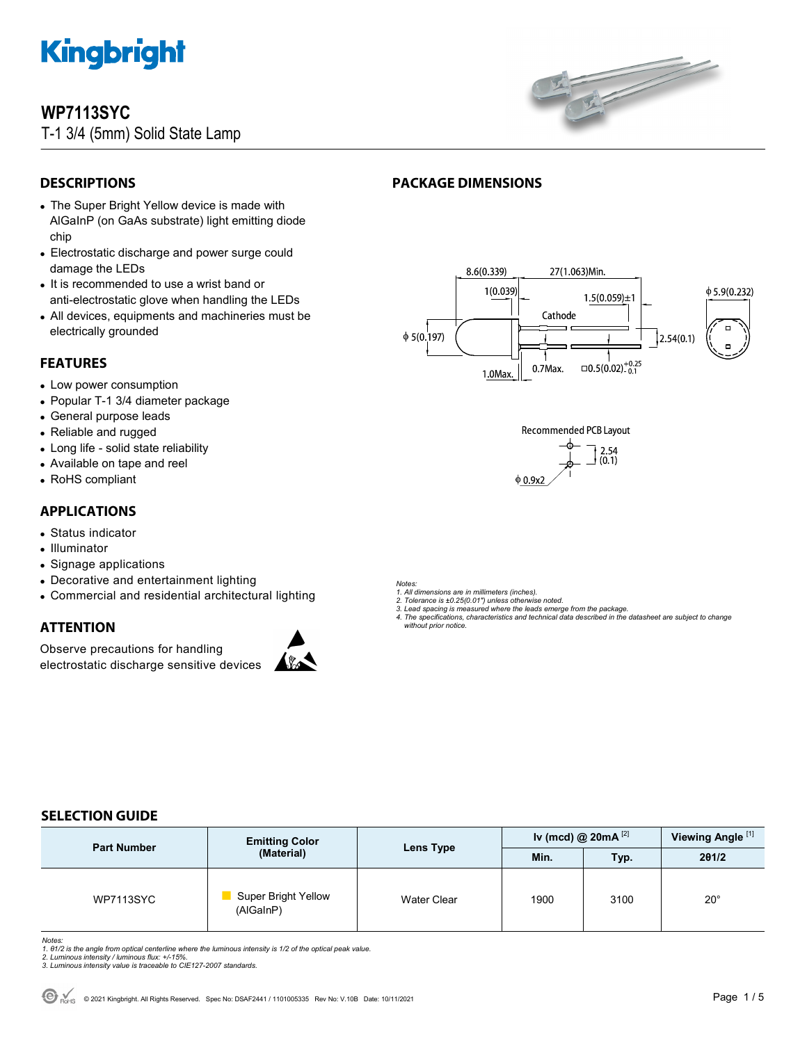# WP7113SYC

T-1 3/4 (5mm) Solid State Lamp

## DESCRIPTIONS

- The Super Bright Yellow device is made with AlGaInP (on GaAs substrate) light emitting diode chip
- Electrostatic discharge and power surge could damage the LEDs
- It is recommended to use a wrist band or anti-electrostatic glove when handling the LEDs
- All devices, equipments and machineries must be electrically grounded

## FEATURES

- Low power consumption
- Popular T-1 3/4 diameter package
- General purpose leads
- Reliable and rugged
- Long life - solid state reliability
- Available on tape and reel
- RoHS compliant

## APPLICATIONS

- Status indicator
- Illuminator
- Signage applications
- Decorative and entertainment lighting
- Commercial and residential architectural lighting

## ATTENTION

Observe precautions for handling electrostatic discharge sensitive devices

## PACKAGE DIMENSIONS

8.6(0.339) 27(1.063)Min. 1(0.039) 1.5(0.059)±1 φ 5.9(0.232) Cathode φ 5(0.197) 2.54(0.1) 1.0Max. 0.7Max. □0.5(0.02) $^{+0.25}_{-0.1}$

Recommended PCB Layout

2.54 (0.1)

φ 0.9x2

*Notes:*
*1. All dimensions are in millimeters (inches).*
*2. Tolerance is ±0.25(0.01") unless otherwise noted.*
*3. Lead spacing is measured where the leads emerge from the package.*
*4. The specifications, characteristics and technical data described in the datasheet are subject to change without prior notice.*

## SELECTION GUIDE

| Part Number | Emitting Color (Material) | Lens Type | Iv (mcd) @ 20mA [2] | | Viewing Angle [1] |
|---|---|---|---|---|---|
| | | | Min. | Typ. | 2θ1/2 |
| WP7113SYC | Super Bright Yellow (AlGaInP) | Water Clear | 1900 | 3100 | 20° |

*Notes:*
*1. θ1/2 is the angle from optical centerline where the luminous intensity is 1/2 of the optical peak value.*
*2. Luminous intensity / luminous flux: +/-15%.*
*3. Luminous intensity value is traceable to CIE127-2007 standards.*

© 2021 Kingbright. All Rights Reserved. Spec No: DSAF2441 / 1101005335 Rev No: V.10B Date: 10/11/2021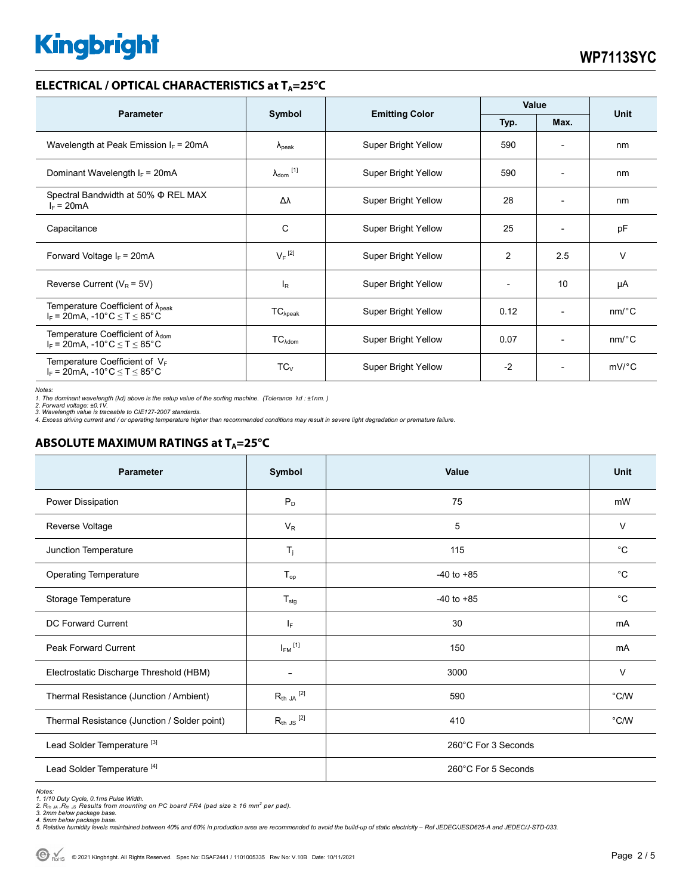## ELECTRICAL / OPTICAL CHARACTERISTICS at $T_A$=25°C

| Parameter | Symbol | Emitting Color | Value | | Unit |
|---|---|---|---|---|---|
| | | | Typ. | Max. | |
| Wavelength at Peak Emission $I_F$ = 20mA | $\lambda_{peak}$ | Super Bright Yellow | 590 | - | nm |
| Dominant Wavelength $I_F$ = 20mA | $\lambda_{dom}$ [1] | Super Bright Yellow | 590 | - | nm |
| Spectral Bandwidth at 50% Φ REL MAX $I_F$ = 20mA | Δλ | Super Bright Yellow | 28 | - | nm |
| Capacitance | C | Super Bright Yellow | 25 | - | pF |
| Forward Voltage $I_F$ = 20mA | $V_F$ [2] | Super Bright Yellow | 2 | 2.5 | V |
| Reverse Current ($V_R$ = 5V) | $I_R$ | Super Bright Yellow | - | 10 | µA |
| Temperature Coefficient of $\lambda_{peak}$ $I_F$ = 20mA, -10°C ≤ T ≤ 85°C | $TC_{\lambda peak}$ | Super Bright Yellow | 0.12 | - | nm/°C |
| Temperature Coefficient of $\lambda_{dom}$ $I_F$ = 20mA, -10°C ≤ T ≤ 85°C | $TC_{\lambda dom}$ | Super Bright Yellow | 0.07 | - | nm/°C |
| Temperature Coefficient of $V_F$ $I_F$ = 20mA, -10°C ≤ T ≤ 85°C | $TC_V$ | Super Bright Yellow | -2 | - | mV/°C |

*Notes:*
*1. The dominant wavelength (λd) above is the setup value of the sorting machine. (Tolerance λd : ±1nm. )*
*2. Forward voltage: ±0.1V.*
*3. Wavelength value is traceable to CIE127-2007 standards.*
*4. Excess driving current and / or operating temperature higher than recommended conditions may result in severe light degradation or premature failure.*

## ABSOLUTE MAXIMUM RATINGS at $T_A$=25°C

| Parameter | Symbol | Value | Unit |
|---|---|---|---|
| Power Dissipation | $P_D$ | 75 | mW |
| Reverse Voltage | $V_R$ | 5 | V |
| Junction Temperature | $T_j$ | 115 | °C |
| Operating Temperature | $T_{op}$ | -40 to +85 | °C |
| Storage Temperature | $T_{stg}$ | -40 to +85 | °C |
| DC Forward Current | $I_F$ | 30 | mA |
| Peak Forward Current | $I_{FM}$ [1] | 150 | mA |
| Electrostatic Discharge Threshold (HBM) | - | 3000 | V |
| Thermal Resistance (Junction / Ambient) | $R_{th\ JA}$ [2] | 590 | °C/W |
| Thermal Resistance (Junction / Solder point) | $R_{th\ JS}$ [2] | 410 | °C/W |
| Lead Solder Temperature [3] | | 260°C For 3 Seconds | |
| Lead Solder Temperature [4] | | 260°C For 5 Seconds | |

*Notes:*
*1. 1/10 Duty Cycle, 0.1ms Pulse Width.*
*2. $R_{th\ JA}$ ,$R_{th\ JS}$ Results from mounting on PC board FR4 (pad size ≥ 16 $mm^2$ per pad).*
*3. 2mm below package base.*
*4. 5mm below package base.*
*5. Relative humidity levels maintained between 40% and 60% in production area are recommended to avoid the build-up of static electricity – Ref JEDEC/JESD625-A and JEDEC/J-STD-033.*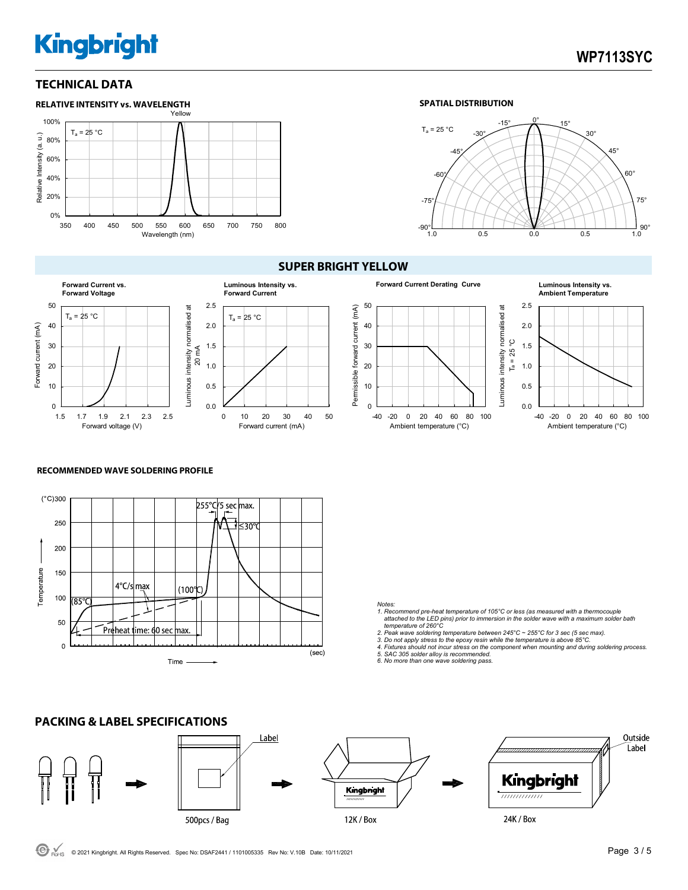## TECHNICAL DATA

### RELATIVE INTENSITY vs. WAVELENGTH

### SPATIAL DISTRIBUTION

## SUPER BRIGHT YELLOW

**Forward Current vs. Forward Voltage**

**Luminous Intensity vs. Forward Current**

**Forward Current Derating Curve**

**Luminous Intensity vs. Ambient Temperature**

### RECOMMENDED WAVE SOLDERING PROFILE

*Notes:*

*1. Recommend pre-heat temperature of 105°C or less (as measured with a thermocouple attached to the LED pins) prior to immersion in the solder wave with a maximum solder bath temperature of 260°C*

*2. Peak wave soldering temperature between 245°C ~ 255°C for 3 sec (5 sec max).*

*3. Do not apply stress to the epoxy resin while the temperature is above 85°C.*

*4. Fixtures should not incur stress on the component when mounting and during soldering process.*

*5. SAC 305 solder alloy is recommended.*

*6. No more than one wave soldering pass.*

## PACKING & LABEL SPECIFICATIONS

500pcs / Bag

12K / Box

24K / Box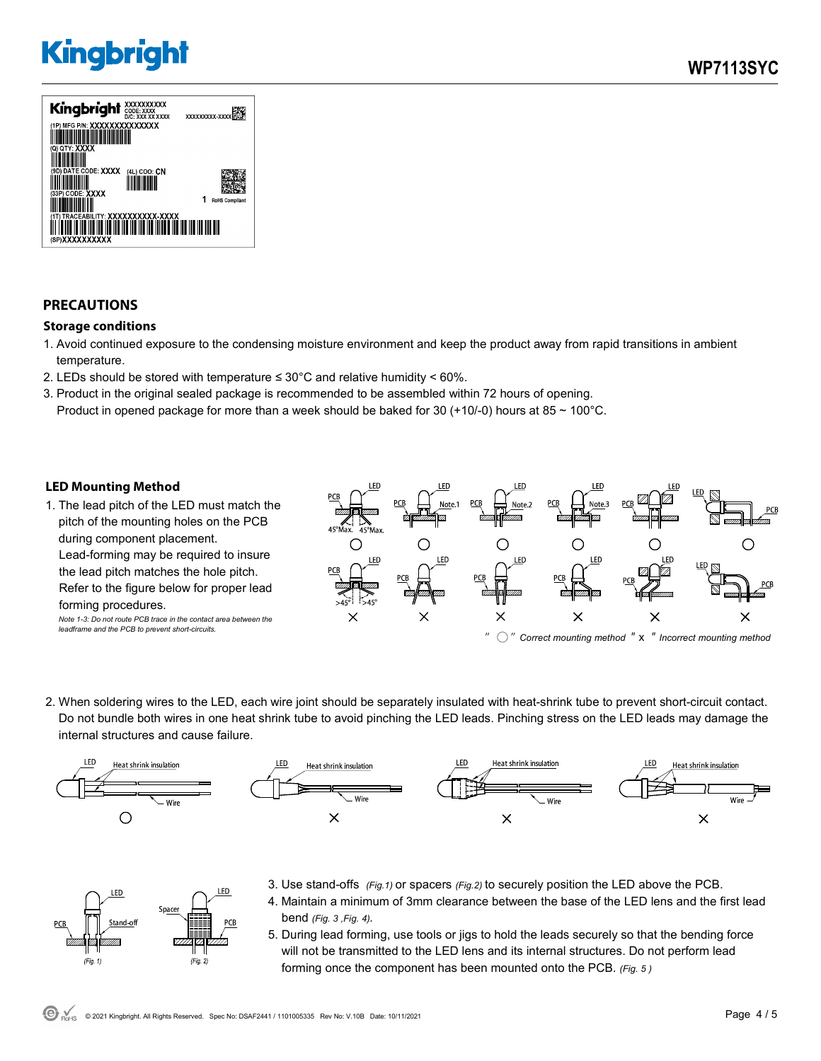## PRECAUTIONS

### Storage conditions

1. Avoid continued exposure to the condensing moisture environment and keep the product away from rapid transitions in ambient temperature.
2. LEDs should be stored with temperature ≤ 30°C and relative humidity < 60%.
3. Product in the original sealed package is recommended to be assembled within 72 hours of opening.
   Product in opened package for more than a week should be baked for 30 (+10/-0) hours at 85 ~ 100°C.

### LED Mounting Method

1. The lead pitch of the LED must match the pitch of the mounting holes on the PCB during component placement.
   Lead-forming may be required to insure the lead pitch matches the hole pitch.
   Refer to the figure below for proper lead forming procedures.
   *Note 1-3: Do not route PCB trace in the contact area between the leadframe and the PCB to prevent short-circuits.*

*" ○ " Correct mounting method " x " Incorrect mounting method*

2. When soldering wires to the LED, each wire joint should be separately insulated with heat-shrink tube to prevent short-circuit contact. Do not bundle both wires in one heat shrink tube to avoid pinching the LED leads. Pinching stress on the LED leads may damage the internal structures and cause failure.

3. Use stand-offs *(Fig.1)* or spacers *(Fig.2)* to securely position the LED above the PCB.
4. Maintain a minimum of 3mm clearance between the base of the LED lens and the first lead bend *(Fig. 3 ,Fig. 4)*.
5. During lead forming, use tools or jigs to hold the leads securely so that the bending force will not be transmitted to the LED lens and its internal structures. Do not perform lead forming once the component has been mounted onto the PCB. *(Fig. 5 )*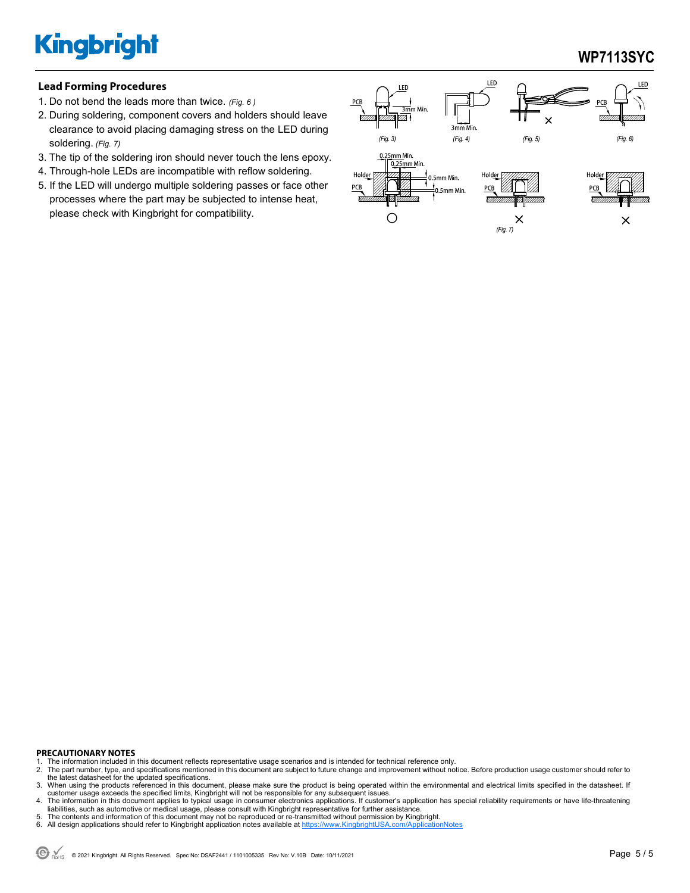## Lead Forming Procedures

1. Do not bend the leads more than twice. *(Fig. 6 )*
2. During soldering, component covers and holders should leave clearance to avoid placing damaging stress on the LED during soldering. *(Fig. 7)*
3. The tip of the soldering iron should never touch the lens epoxy.
4. Through-hole LEDs are incompatible with reflow soldering.
5. If the LED will undergo multiple soldering passes or face other processes where the part may be subjected to intense heat, please check with Kingbright for compatibility.

**PRECAUTIONARY NOTES**

1. The information included in this document reflects representative usage scenarios and is intended for technical reference only.
2. The part number, type, and specifications mentioned in this document are subject to future change and improvement without notice. Before production usage customer should refer to the latest datasheet for the updated specifications.
3. When using the products referenced in this document, please make sure the product is being operated within the environmental and electrical limits specified in the datasheet. If customer usage exceeds the specified limits, Kingbright will not be responsible for any subsequent issues.
4. The information in this document applies to typical usage in consumer electronics applications. If customer's application has special reliability requirements or have life-threatening liabilities, such as automotive or medical usage, please consult with Kingbright representative for further assistance.
5. The contents and information of this document may not be reproduced or re-transmitted without permission by Kingbright.
6. All design applications should refer to Kingbright application notes available at https://www.KingbrightUSA.com/ApplicationNotes

© 2021 Kingbright. All Rights Reserved. Spec No: DSAF2441 / 1101005335 Rev No: V.10B Date: 10/11/2021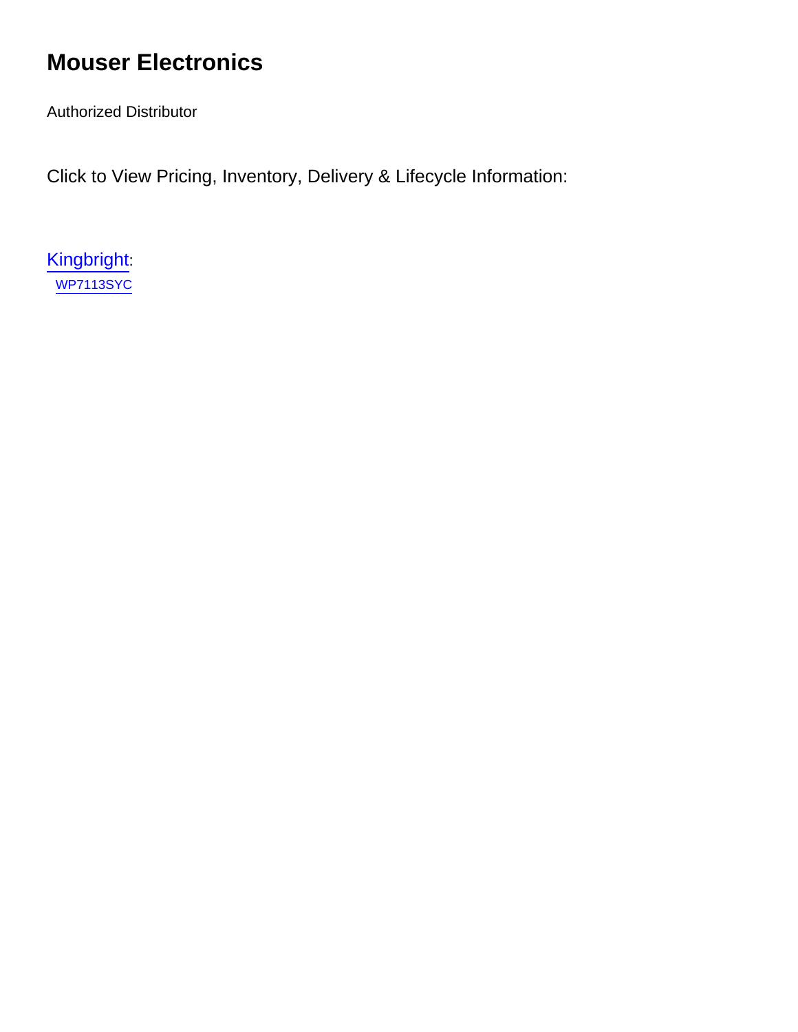# Mouser Electronics

Authorized Distributor

Click to View Pricing, Inventory, Delivery & Lifecycle Information:

Kingbright:

WP7113SYC